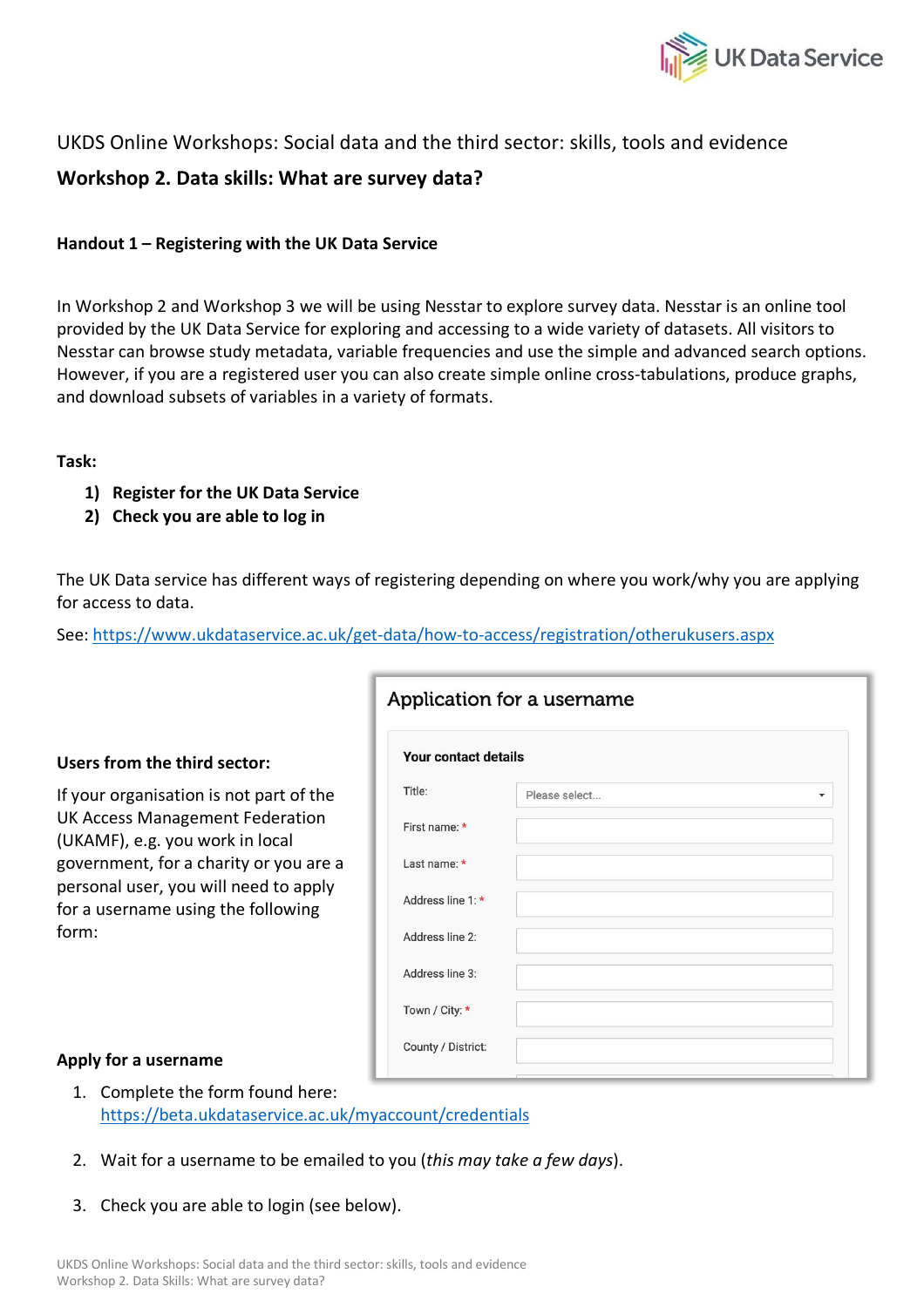UKDS Online Workshops: Social data and the third sector: skills, tools and evidence

# Workshop 2. Data skills: What are survey data?

## Handout 1 – Registering with the UK Data Service

In Workshop 2 and Workshop 3 we will be using Nesstar to explore survey data. Nesstar is an online tool provided by the UK Data Service for exploring and accessing to a wide variety of datasets. All visitors to Nesstar can browse study metadata, variable frequencies and use the simple and advanced search options. However, if you are a registered user you can also create simple online cross-tabulations, produce graphs, and download subsets of variables in a variety of formats.

**Task:**

1) **Register for the UK Data Service**
2) **Check you are able to log in**

The UK Data service has different ways of registering depending on where you work/why you are applying for access to data.

See: https://www.ukdataservice.ac.uk/get-data/how-to-access/registration/otherukusers.aspx

### Users from the third sector:

If your organisation is not part of the UK Access Management Federation (UKAMF), e.g. you work in local government, for a charity or you are a personal user, you will need to apply for a username using the following form:

**Application for a username**

**Your contact details**

Title: Please select...

First name: *

Last name: *

Address line 1: *

Address line 2:

Address line 3:

Town / City: *

County / District:

### Apply for a username

1. Complete the form found here: https://beta.ukdataservice.ac.uk/myaccount/credentials
2. Wait for a username to be emailed to you (*this may take a few days*).
3. Check you are able to login (see below).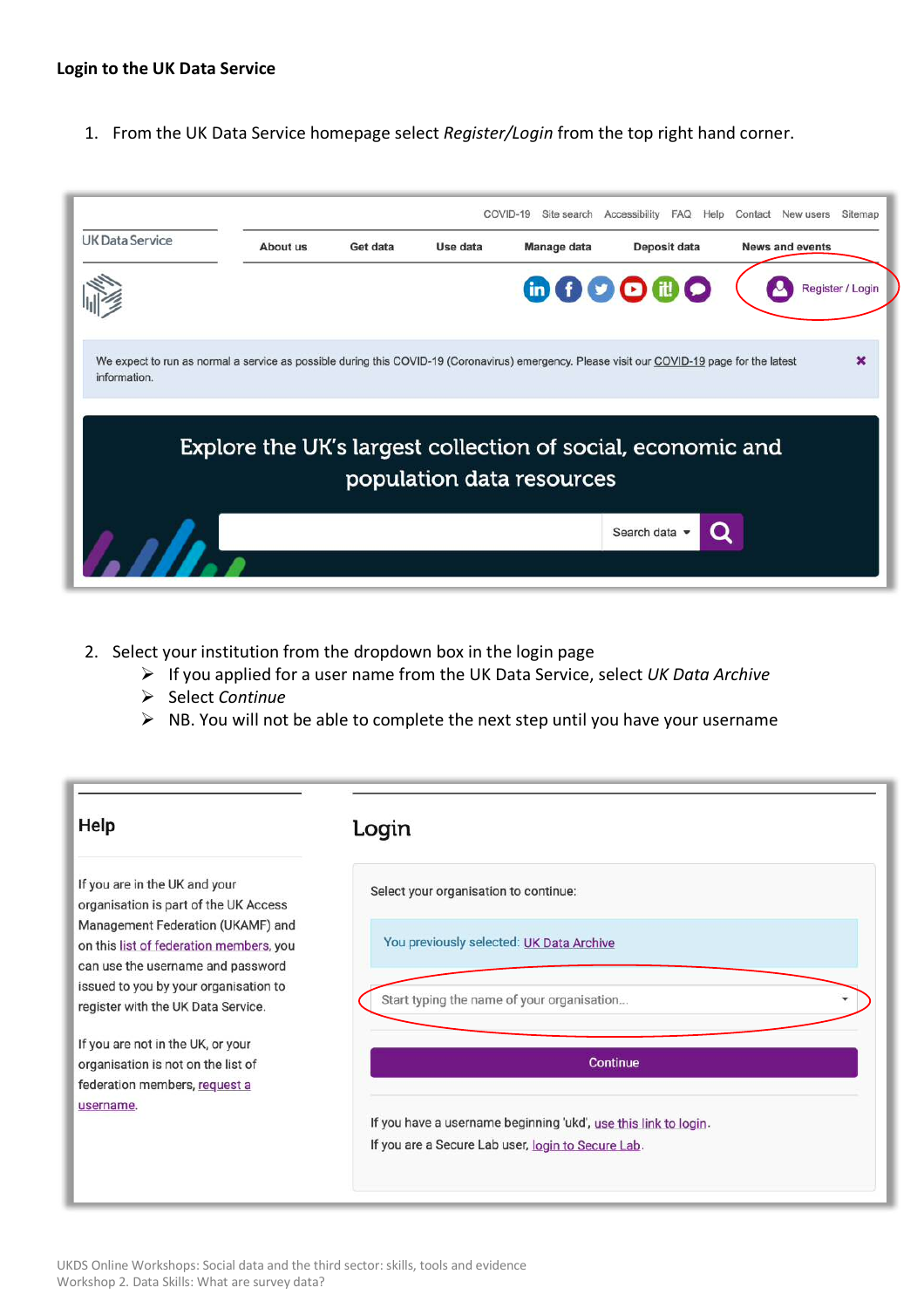**Login to the UK Data Service**

1. From the UK Data Service homepage select *Register/Login* from the top right hand corner.

2. Select your institution from the dropdown box in the login page
   - If you applied for a user name from the UK Data Service, select *UK Data Archive*
   - Select *Continue*
   - NB. You will not be able to complete the next step until you have your username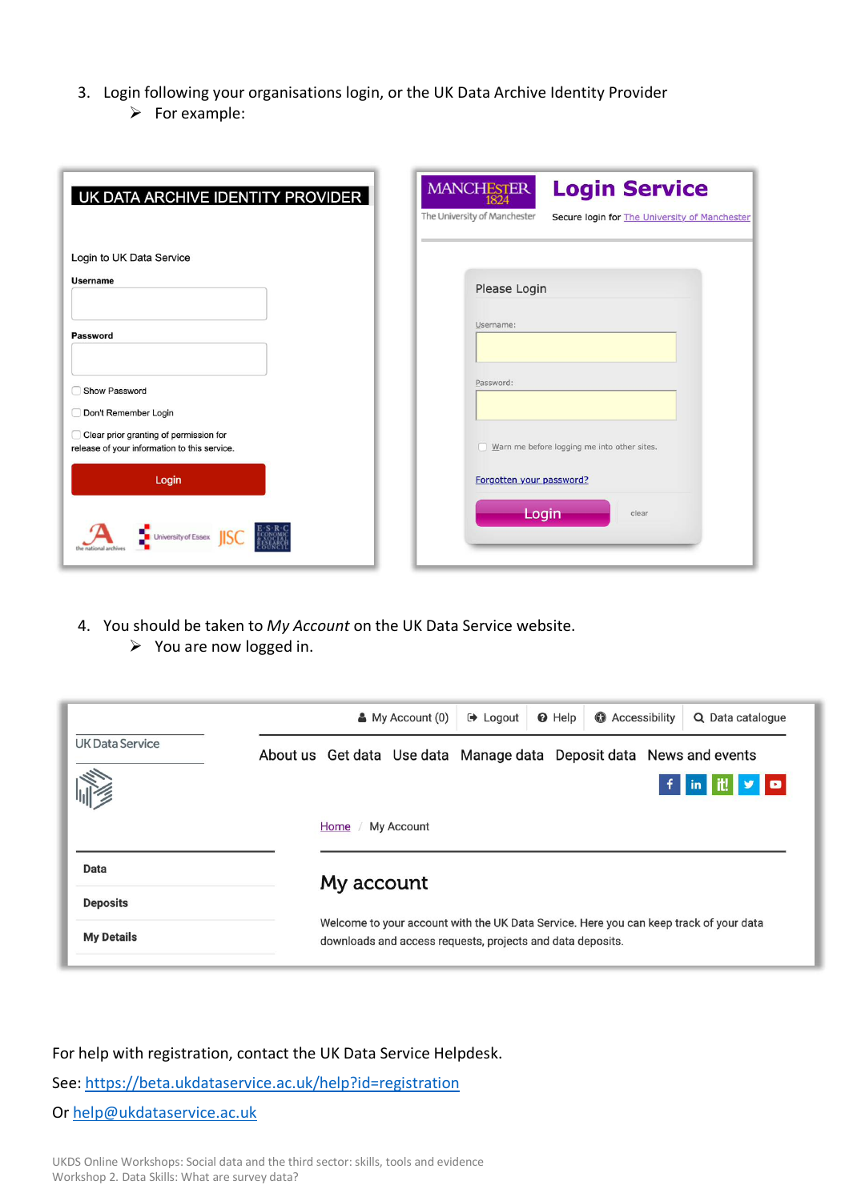3. Login following your organisations login, or the UK Data Archive Identity Provider
   - ➢ For example:

4. You should be taken to *My Account* on the UK Data Service website.
   - ➢ You are now logged in.

For help with registration, contact the UK Data Service Helpdesk.

See: https://beta.ukdataservice.ac.uk/help?id=registration

Or help@ukdataservice.ac.uk